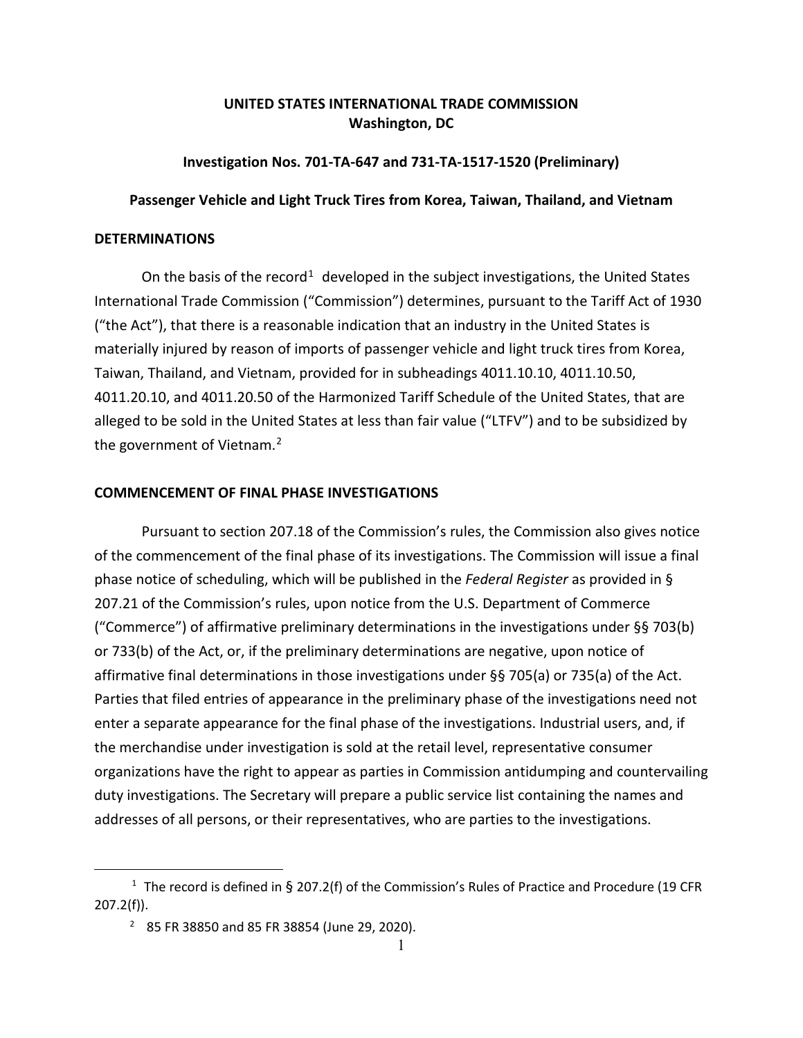**UNITED STATES INTERNATIONAL TRADE COMMISSION**
**Washington, DC**

**Investigation Nos. 701-TA-647 and 731-TA-1517-1520 (Preliminary)**

**Passenger Vehicle and Light Truck Tires from Korea, Taiwan, Thailand, and Vietnam**

## DETERMINATIONS

On the basis of the record[1] developed in the subject investigations, the United States International Trade Commission ("Commission") determines, pursuant to the Tariff Act of 1930 ("the Act"), that there is a reasonable indication that an industry in the United States is materially injured by reason of imports of passenger vehicle and light truck tires from Korea, Taiwan, Thailand, and Vietnam, provided for in subheadings 4011.10.10, 4011.10.50, 4011.20.10, and 4011.20.50 of the Harmonized Tariff Schedule of the United States, that are alleged to be sold in the United States at less than fair value ("LTFV") and to be subsidized by the government of Vietnam.[2]

## COMMENCEMENT OF FINAL PHASE INVESTIGATIONS

Pursuant to section 207.18 of the Commission's rules, the Commission also gives notice of the commencement of the final phase of its investigations. The Commission will issue a final phase notice of scheduling, which will be published in the *Federal Register* as provided in § 207.21 of the Commission's rules, upon notice from the U.S. Department of Commerce ("Commerce") of affirmative preliminary determinations in the investigations under §§ 703(b) or 733(b) of the Act, or, if the preliminary determinations are negative, upon notice of affirmative final determinations in those investigations under §§ 705(a) or 735(a) of the Act. Parties that filed entries of appearance in the preliminary phase of the investigations need not enter a separate appearance for the final phase of the investigations. Industrial users, and, if the merchandise under investigation is sold at the retail level, representative consumer organizations have the right to appear as parties in Commission antidumping and countervailing duty investigations. The Secretary will prepare a public service list containing the names and addresses of all persons, or their representatives, who are parties to the investigations.

---

[1] The record is defined in § 207.2(f) of the Commission's Rules of Practice and Procedure (19 CFR 207.2(f)).

[2] 85 FR 38850 and 85 FR 38854 (June 29, 2020).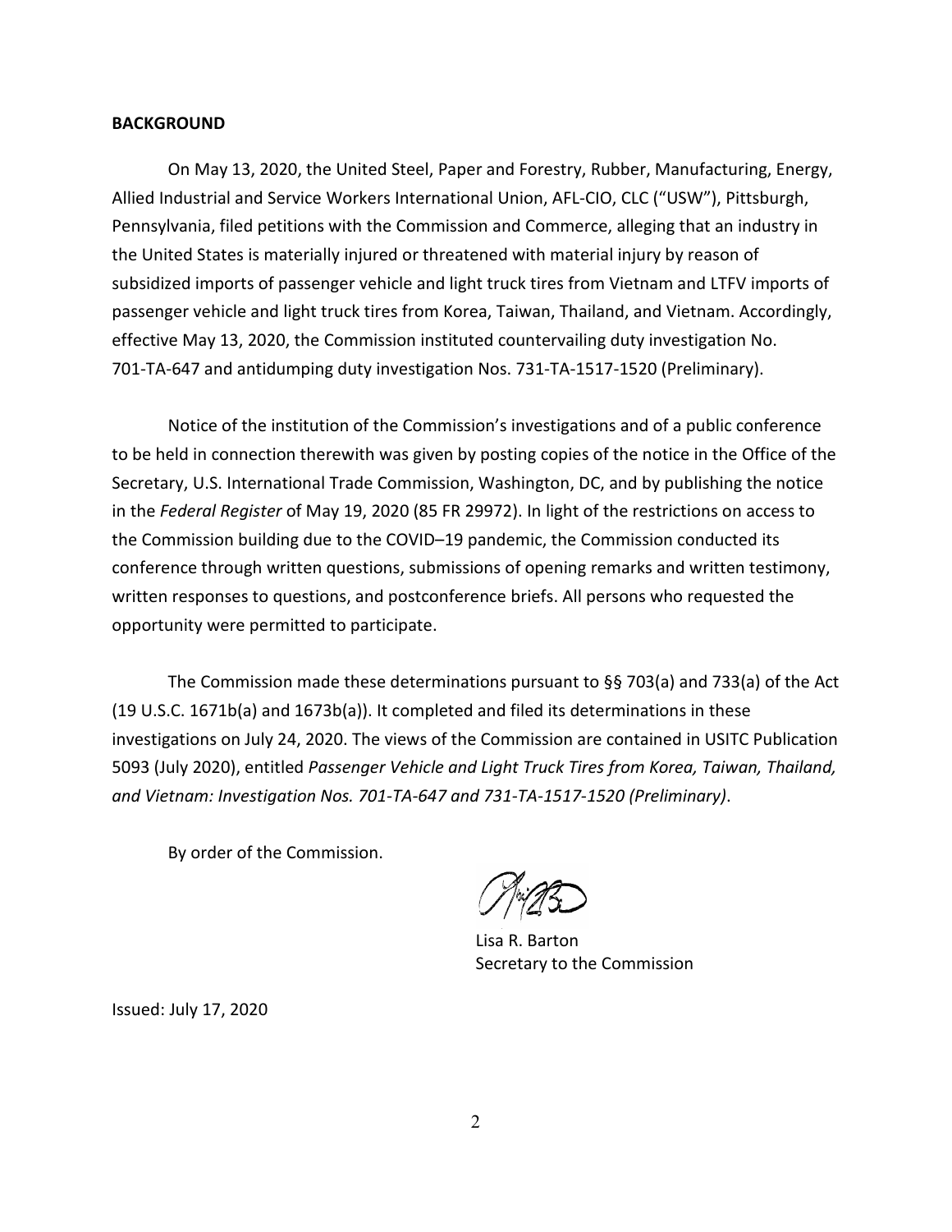**BACKGROUND**

On May 13, 2020, the United Steel, Paper and Forestry, Rubber, Manufacturing, Energy, Allied Industrial and Service Workers International Union, AFL-CIO, CLC ("USW"), Pittsburgh, Pennsylvania, filed petitions with the Commission and Commerce, alleging that an industry in the United States is materially injured or threatened with material injury by reason of subsidized imports of passenger vehicle and light truck tires from Vietnam and LTFV imports of passenger vehicle and light truck tires from Korea, Taiwan, Thailand, and Vietnam. Accordingly, effective May 13, 2020, the Commission instituted countervailing duty investigation No. 701-TA-647 and antidumping duty investigation Nos. 731-TA-1517-1520 (Preliminary).

Notice of the institution of the Commission's investigations and of a public conference to be held in connection therewith was given by posting copies of the notice in the Office of the Secretary, U.S. International Trade Commission, Washington, DC, and by publishing the notice in the *Federal Register* of May 19, 2020 (85 FR 29972). In light of the restrictions on access to the Commission building due to the COVID–19 pandemic, the Commission conducted its conference through written questions, submissions of opening remarks and written testimony, written responses to questions, and postconference briefs. All persons who requested the opportunity were permitted to participate.

The Commission made these determinations pursuant to §§ 703(a) and 733(a) of the Act (19 U.S.C. 1671b(a) and 1673b(a)). It completed and filed its determinations in these investigations on July 24, 2020. The views of the Commission are contained in USITC Publication 5093 (July 2020), entitled *Passenger Vehicle and Light Truck Tires from Korea, Taiwan, Thailand, and Vietnam: Investigation Nos. 701-TA-647 and 731-TA-1517-1520 (Preliminary)*.

By order of the Commission.

Lisa R. Barton
Secretary to the Commission

Issued: July 17, 2020